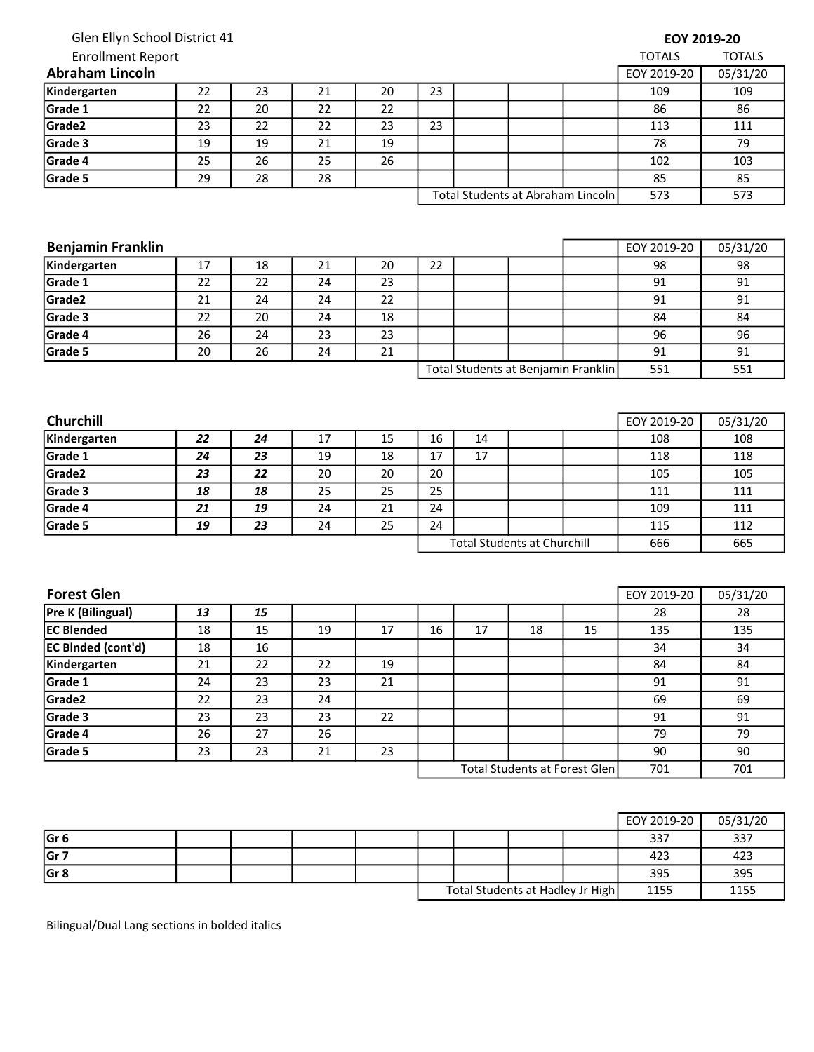Glen Ellyn School District 41

Enrollment Report

**EOY 2019-20**

## Abraham Lincoln

| | | | | | | | | | EOY 2019-20 TOTALS | 05/31/20 TOTALS |
|---|---|---|---|---|---|---|---|---|---|---|
| **Kindergarten** | 22 | 23 | 21 | 20 | 23 | | | | 109 | 109 |
| **Grade 1** | 22 | 20 | 22 | 22 | | | | | 86 | 86 |
| **Grade2** | 23 | 22 | 22 | 23 | 23 | | | | 113 | 111 |
| **Grade 3** | 19 | 19 | 21 | 19 | | | | | 78 | 79 |
| **Grade 4** | 25 | 26 | 25 | 26 | | | | | 102 | 103 |
| **Grade 5** | 29 | 28 | 28 | | | | | | 85 | 85 |
| | | | | | Total Students at Abraham Lincoln | | | | 573 | 573 |

## Benjamin Franklin

| | | | | | | | | | EOY 2019-20 | 05/31/20 |
|---|---|---|---|---|---|---|---|---|---|---|
| **Kindergarten** | 17 | 18 | 21 | 20 | 22 | | | | 98 | 98 |
| **Grade 1** | 22 | 22 | 24 | 23 | | | | | 91 | 91 |
| **Grade2** | 21 | 24 | 24 | 22 | | | | | 91 | 91 |
| **Grade 3** | 22 | 20 | 24 | 18 | | | | | 84 | 84 |
| **Grade 4** | 26 | 24 | 23 | 23 | | | | | 96 | 96 |
| **Grade 5** | 20 | 26 | 24 | 21 | | | | | 91 | 91 |
| | | | | | Total Students at Benjamin Franklin | | | | 551 | 551 |

## Churchill

| | | | | | | | | | EOY 2019-20 | 05/31/20 |
|---|---|---|---|---|---|---|---|---|---|---|
| **Kindergarten** | ***22*** | ***24*** | 17 | 15 | 16 | 14 | | | 108 | 108 |
| **Grade 1** | ***24*** | ***23*** | 19 | 18 | 17 | 17 | | | 118 | 118 |
| **Grade2** | ***23*** | ***22*** | 20 | 20 | 20 | | | | 105 | 105 |
| **Grade 3** | ***18*** | ***18*** | 25 | 25 | 25 | | | | 111 | 111 |
| **Grade 4** | ***21*** | ***19*** | 24 | 21 | 24 | | | | 109 | 111 |
| **Grade 5** | ***19*** | ***23*** | 24 | 25 | 24 | | | | 115 | 112 |
| | | | | | Total Students at Churchill | | | | 666 | 665 |

## Forest Glen

| | | | | | | | | | EOY 2019-20 | 05/31/20 |
|---|---|---|---|---|---|---|---|---|---|---|
| **Pre K (Bilingual)** | ***13*** | ***15*** | | | | | | | 28 | 28 |
| **EC Blended** | 18 | 15 | 19 | 17 | 16 | 17 | 18 | 15 | 135 | 135 |
| **EC Blnded (cont'd)** | 18 | 16 | | | | | | | 34 | 34 |
| **Kindergarten** | 21 | 22 | 22 | 19 | | | | | 84 | 84 |
| **Grade 1** | 24 | 23 | 23 | 21 | | | | | 91 | 91 |
| **Grade2** | 22 | 23 | 24 | | | | | | 69 | 69 |
| **Grade 3** | 23 | 23 | 23 | 22 | | | | | 91 | 91 |
| **Grade 4** | 26 | 27 | 26 | | | | | | 79 | 79 |
| **Grade 5** | 23 | 23 | 21 | 23 | | | | | 90 | 90 |
| | | | | | Total Students at Forest Glen | | | | 701 | 701 |

| | | | | | | | | | EOY 2019-20 | 05/31/20 |
|---|---|---|---|---|---|---|---|---|---|---|
| **Gr 6** | | | | | | | | | 337 | 337 |
| **Gr 7** | | | | | | | | | 423 | 423 |
| **Gr 8** | | | | | | | | | 395 | 395 |
| | | | | | Total Students at Hadley Jr High | | | | 1155 | 1155 |

Bilingual/Dual Lang sections in bolded italics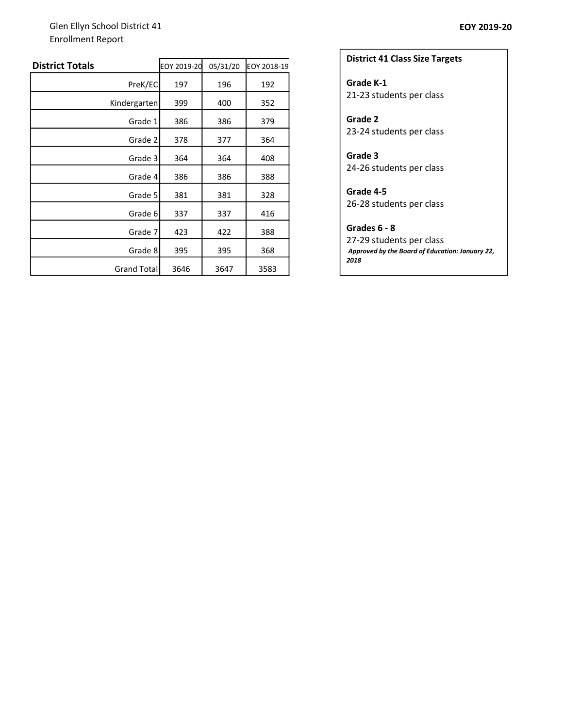Glen Ellyn School District 41
Enrollment Report

**EOY 2019-20**

| District Totals | EOY 2019-20 | 05/31/20 | EOY 2018-19 |
|---|---|---|---|
| PreK/EC | 197 | 196 | 192 |
| Kindergarten | 399 | 400 | 352 |
| Grade 1 | 386 | 386 | 379 |
| Grade 2 | 378 | 377 | 364 |
| Grade 3 | 364 | 364 | 408 |
| Grade 4 | 386 | 386 | 388 |
| Grade 5 | 381 | 381 | 328 |
| Grade 6 | 337 | 337 | 416 |
| Grade 7 | 423 | 422 | 388 |
| Grade 8 | 395 | 395 | 368 |
| Grand Total | 3646 | 3647 | 3583 |

**District 41 Class Size Targets**

**Grade K-1**
21-23 students per class

**Grade 2**
23-24 students per class

**Grade 3**
24-26 students per class

**Grade 4-5**
26-28 students per class

**Grades 6 - 8**
27-29 students per class

***Approved by the Board of Education: January 22, 2018***